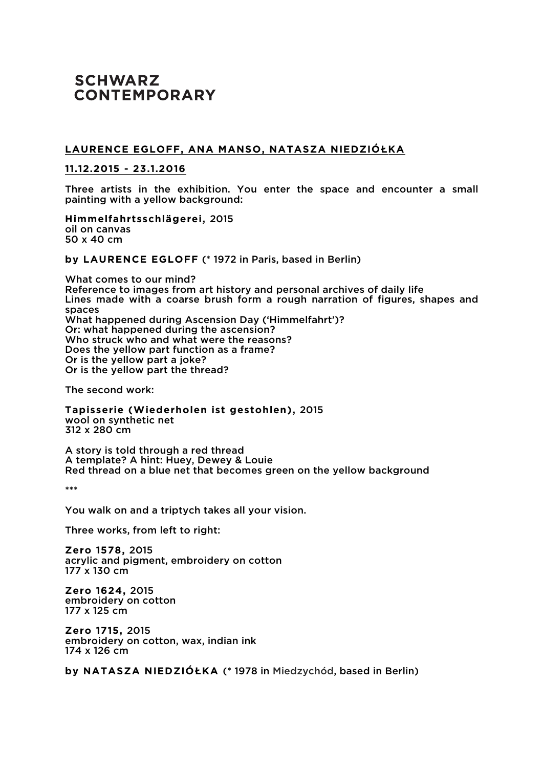# SCHWARZ CONTEMPORARY

## LAURENCE EGLOFF, ANA MANSO, NATASZA NIEDZIÓŁKA

### 11.12.2015 - 23.1.2016

Three artists in the exhibition. You enter the space and encounter a small painting with a yellow background:

**Himmelfahrtsschlägerei,** 2015
oil on canvas
50 x 40 cm

**by LAURENCE EGLOFF** (* 1972 in Paris, based in Berlin)

What comes to our mind?
Reference to images from art history and personal archives of daily life
Lines made with a coarse brush form a rough narration of figures, shapes and spaces
What happened during Ascension Day ('Himmelfahrt')?
Or: what happened during the ascension?
Who struck who and what were the reasons?
Does the yellow part function as a frame?
Or is the yellow part a joke?
Or is the yellow part the thread?

The second work:

**Tapisserie (Wiederholen ist gestohlen),** 2015
wool on synthetic net
312 x 280 cm

A story is told through a red thread
A template? A hint: Huey, Dewey & Louie
Red thread on a blue net that becomes green on the yellow background

***

You walk on and a triptych takes all your vision.

Three works, from left to right:

**Zero 1578,** 2015
acrylic and pigment, embroidery on cotton
177 x 130 cm

**Zero 1624,** 2015
embroidery on cotton
177 x 125 cm

**Zero 1715,** 2015
embroidery on cotton, wax, indian ink
174 x 126 cm

**by NATASZA NIEDZIÓŁKA** (* 1978 in Miedzychód, based in Berlin)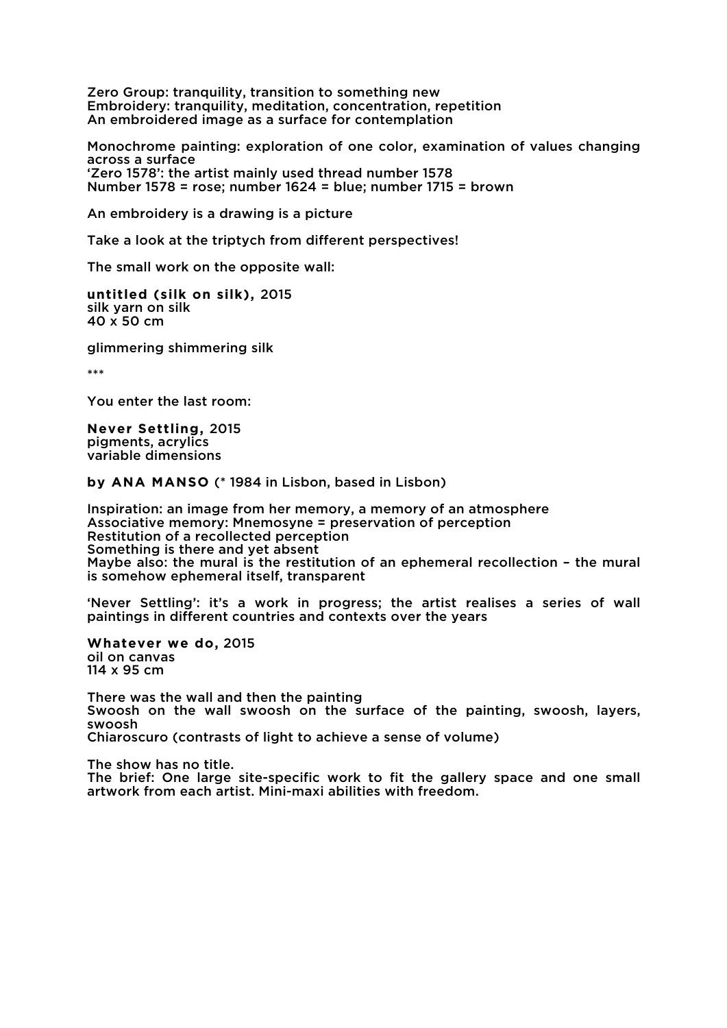Zero Group: tranquility, transition to something new
Embroidery: tranquility, meditation, concentration, repetition
An embroidered image as a surface for contemplation

Monochrome painting: exploration of one color, examination of values changing across a surface
'Zero 1578': the artist mainly used thread number 1578
Number 1578 = rose; number 1624 = blue; number 1715 = brown

An embroidery is a drawing is a picture

Take a look at the triptych from different perspectives!

The small work on the opposite wall:

**untitled (silk on silk),** 2015
silk yarn on silk
40 x 50 cm

glimmering shimmering silk

***

You enter the last room:

**Never Settling,** 2015
pigments, acrylics
variable dimensions

**by ANA MANSO** (* 1984 in Lisbon, based in Lisbon)

Inspiration: an image from her memory, a memory of an atmosphere
Associative memory: Mnemosyne = preservation of perception
Restitution of a recollected perception
Something is there and yet absent
Maybe also: the mural is the restitution of an ephemeral recollection – the mural is somehow ephemeral itself, transparent

'Never Settling': it's a work in progress; the artist realises a series of wall paintings in different countries and contexts over the years

**Whatever we do,** 2015
oil on canvas
114 x 95 cm

There was the wall and then the painting
Swoosh on the wall swoosh on the surface of the painting, swoosh, layers, swoosh
Chiaroscuro (contrasts of light to achieve a sense of volume)

The show has no title.
The brief: One large site-specific work to fit the gallery space and one small artwork from each artist. Mini-maxi abilities with freedom.